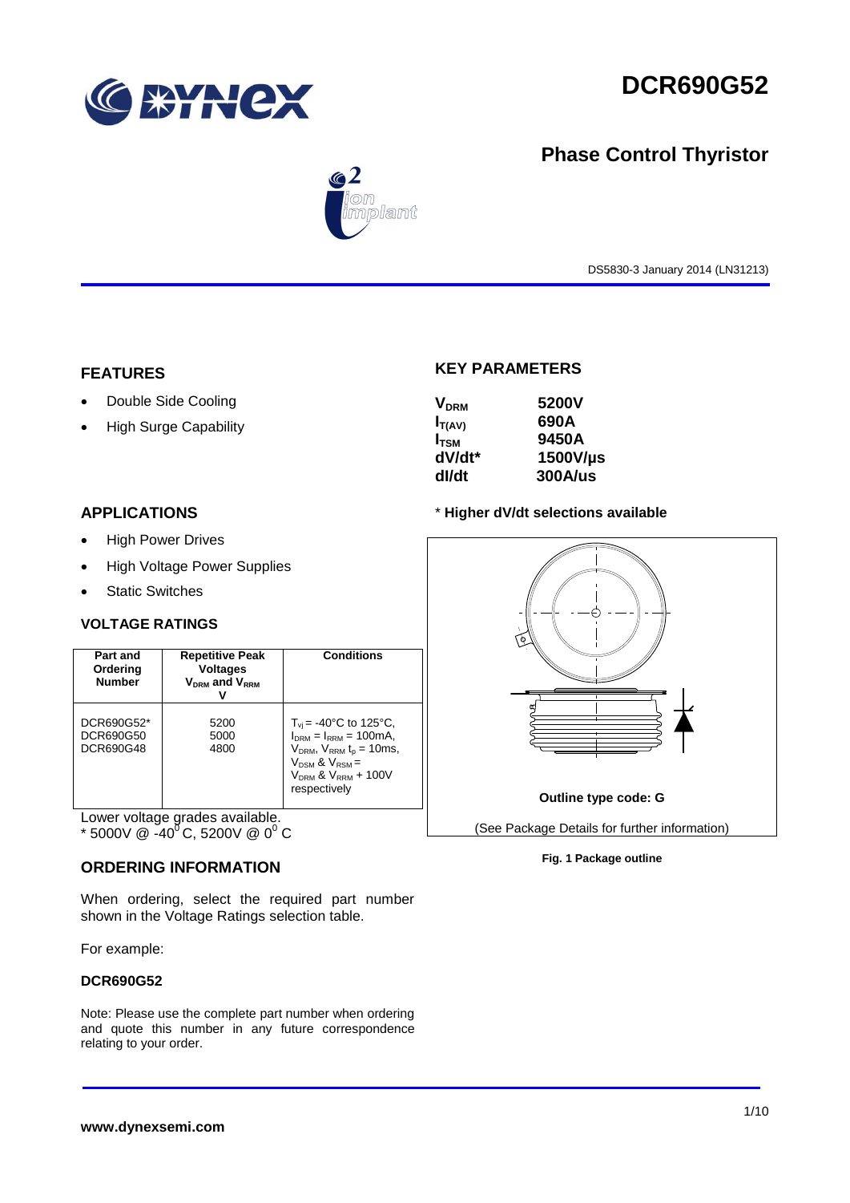# DCR690G52

## Phase Control Thyristor

DS5830-3 January 2014 (LN31213)

## FEATURES

- Double Side Cooling
- High Surge Capability

## KEY PARAMETERS

| | |
|---|---|
| $V_{DRM}$ | 5200V |
| $I_{T(AV)}$ | 690A |
| $I_{TSM}$ | 9450A |
| dV/dt* | 1500V/µs |
| dI/dt | 300A/us |

\* Higher dV/dt selections available

## APPLICATIONS

- High Power Drives
- High Voltage Power Supplies
- Static Switches

## VOLTAGE RATINGS

| Part and Ordering Number | Repetitive Peak Voltages $V_{DRM}$ and $V_{RRM}$ V | Conditions |
|---|---|---|
| DCR690G52*<br>DCR690G50<br>DCR690G48 | 5200<br>5000<br>4800 | $T_{vj}$ = -40°C to 125°C, $I_{DRM}$ = $I_{RRM}$ = 100mA, $V_{DRM}$, $V_{RRM}$ $t_p$ = 10ms, $V_{DSM}$ & $V_{RSM}$ = $V_{DRM}$ & $V_{RRM}$ + 100V respectively |

Lower voltage grades available.
\* 5000V @ -40°C, 5200V @ 0°C

Outline type code: G

(See Package Details for further information)

Fig. 1 Package outline

## ORDERING INFORMATION

When ordering, select the required part number shown in the Voltage Ratings selection table.

For example:

**DCR690G52**

Note: Please use the complete part number when ordering and quote this number in any future correspondence relating to your order.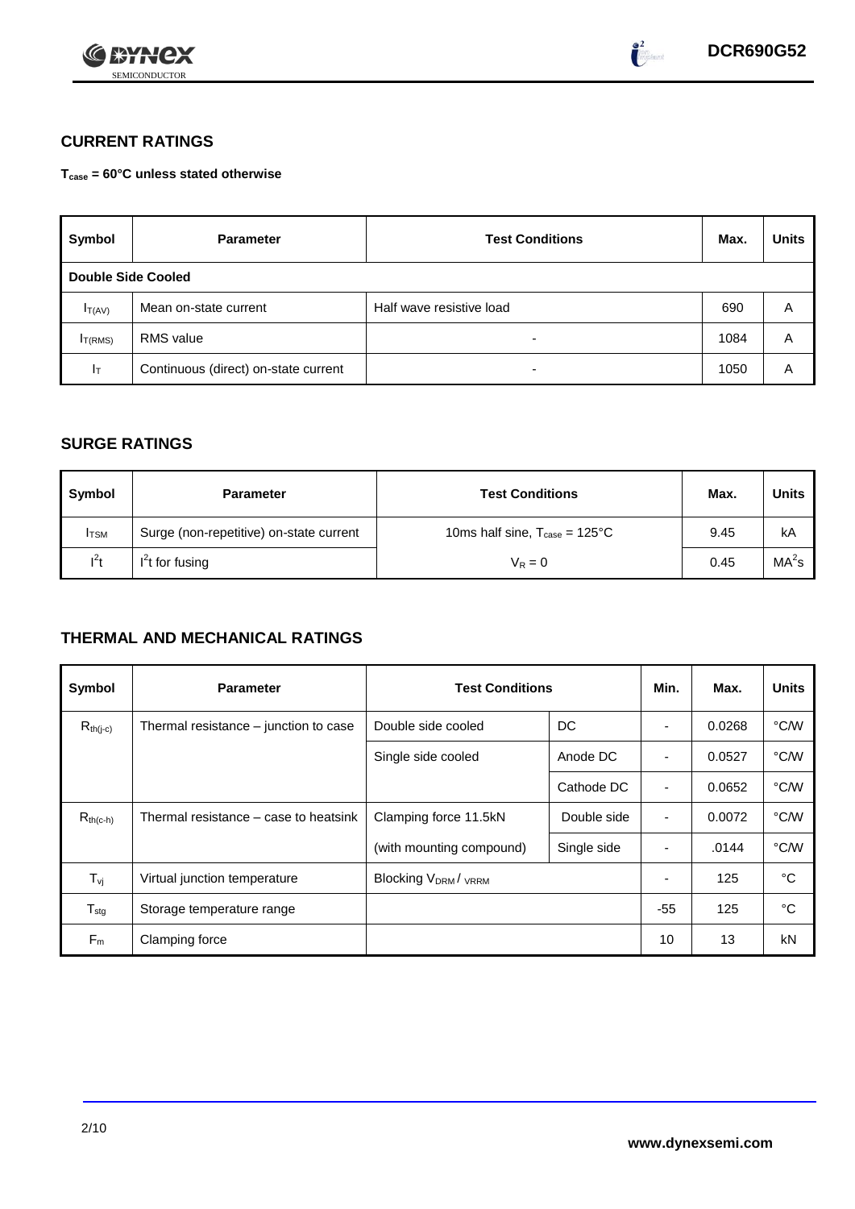## CURRENT RATINGS

**$T_{case}$ = 60°C unless stated otherwise**

| Symbol | Parameter | Test Conditions | Max. | Units |
|---|---|---|---|---|
| **Double Side Cooled** | | | | |
| $I_{T(AV)}$ | Mean on-state current | Half wave resistive load | 690 | A |
| $I_{T(RMS)}$ | RMS value | - | 1084 | A |
| $I_T$ | Continuous (direct) on-state current | - | 1050 | A |

## SURGE RATINGS

| Symbol | Parameter | Test Conditions | Max. | Units |
|---|---|---|---|---|
| $I_{TSM}$ | Surge (non-repetitive) on-state current | 10ms half sine, $T_{case}$ = 125°C | 9.45 | kA |
| $I^2t$ | $I^2t$ for fusing | $V_R = 0$ | 0.45 | $MA^2s$ |

## THERMAL AND MECHANICAL RATINGS

| Symbol | Parameter | Test Conditions | | Min. | Max. | Units |
|---|---|---|---|---|---|---|
| $R_{th(j-c)}$ | Thermal resistance – junction to case | Double side cooled | DC | - | 0.0268 | °C/W |
| | | Single side cooled | Anode DC | - | 0.0527 | °C/W |
| | | | Cathode DC | - | 0.0652 | °C/W |
| $R_{th(c-h)}$ | Thermal resistance – case to heatsink | Clamping force 11.5kN | Double side | - | 0.0072 | °C/W |
| | | (with mounting compound) | Single side | - | .0144 | °C/W |
| $T_{vj}$ | Virtual junction temperature | Blocking $V_{DRM}$ / $V_{RRM}$ | | - | 125 | °C |
| $T_{stg}$ | Storage temperature range | | | -55 | 125 | °C |
| $F_m$ | Clamping force | | | 10 | 13 | kN |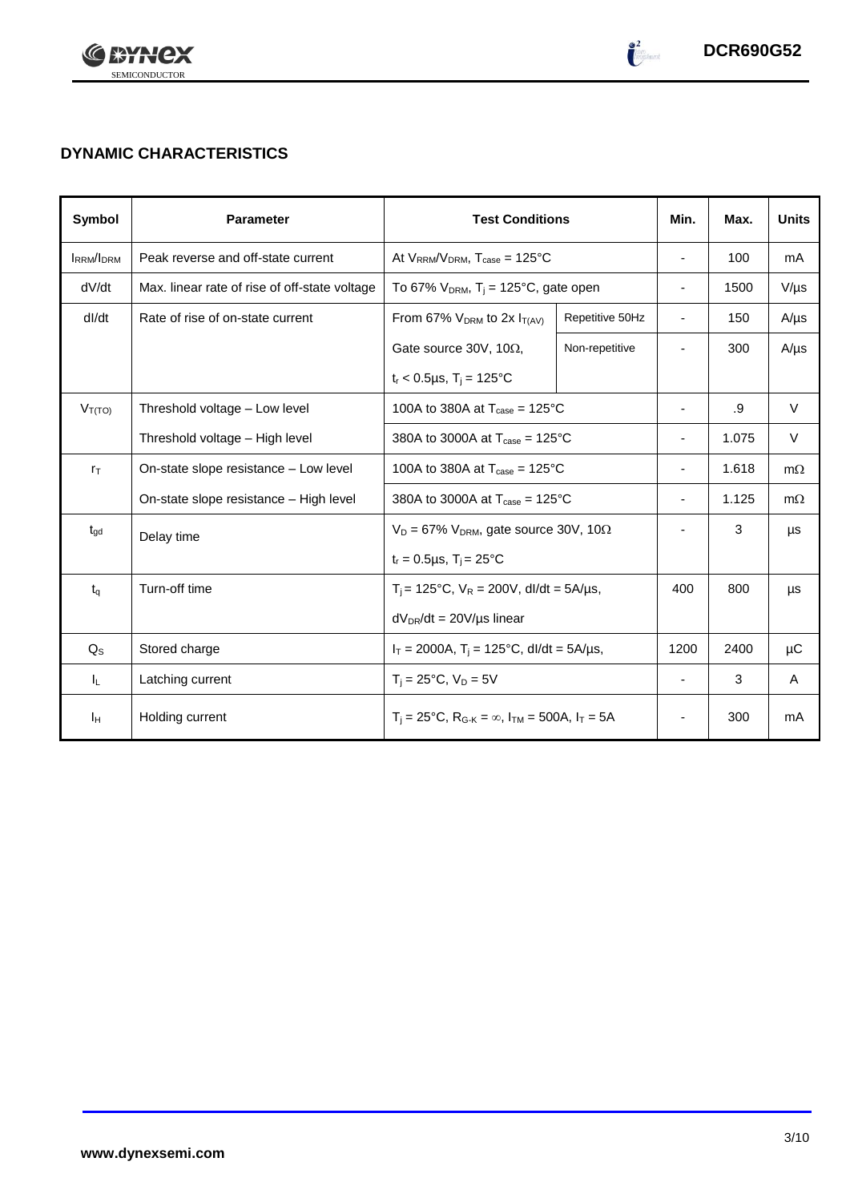## DYNAMIC CHARACTERISTICS

| Symbol | Parameter | Test Conditions | | Min. | Max. | Units |
|---|---|---|---|---|---|---|
| $I_{RRM}/I_{DRM}$ | Peak reverse and off-state current | At $V_{RRM}/V_{DRM}$, $T_{case}$ = 125°C | | - | 100 | mA |
| dV/dt | Max. linear rate of rise of off-state voltage | To 67% $V_{DRM}$, $T_j$ = 125°C, gate open | | - | 1500 | V/µs |
| dI/dt | Rate of rise of on-state current | From 67% $V_{DRM}$ to 2x $I_{T(AV)}$ | Repetitive 50Hz | - | 150 | A/µs |
| | | Gate source 30V, 10Ω, | Non-repetitive | - | 300 | A/µs |
| | | $t_r$ < 0.5µs, $T_j$ = 125°C | | | | |
| $V_{T(TO)}$ | Threshold voltage – Low level | 100A to 380A at $T_{case}$ = 125°C | | - | .9 | V |
| | Threshold voltage – High level | 380A to 3000A at $T_{case}$ = 125°C | | - | 1.075 | V |
| $r_T$ | On-state slope resistance – Low level | 100A to 380A at $T_{case}$ = 125°C | | - | 1.618 | mΩ |
| | On-state slope resistance – High level | 380A to 3000A at $T_{case}$ = 125°C | | - | 1.125 | mΩ |
| $t_{gd}$ | Delay time | $V_D$ = 67% $V_{DRM}$, gate source 30V, 10Ω | | - | 3 | µs |
| | | $t_r$ = 0.5µs, $T_j$ = 25°C | | | | |
| $t_q$ | Turn-off time | $T_j$ = 125°C, $V_R$ = 200V, dI/dt = 5A/µs, | | 400 | 800 | µs |
| | | $dV_{DR}/dt$ = 20V/µs linear | | | | |
| $Q_S$ | Stored charge | $I_T$ = 2000A, $T_j$ = 125°C, dI/dt = 5A/µs, | | 1200 | 2400 | µC |
| $I_L$ | Latching current | $T_j$ = 25°C, $V_D$ = 5V | | - | 3 | A |
| $I_H$ | Holding current | $T_j$ = 25°C, $R_{G-K}$ = ∞, $I_{TM}$ = 500A, $I_T$ = 5A | | - | 300 | mA |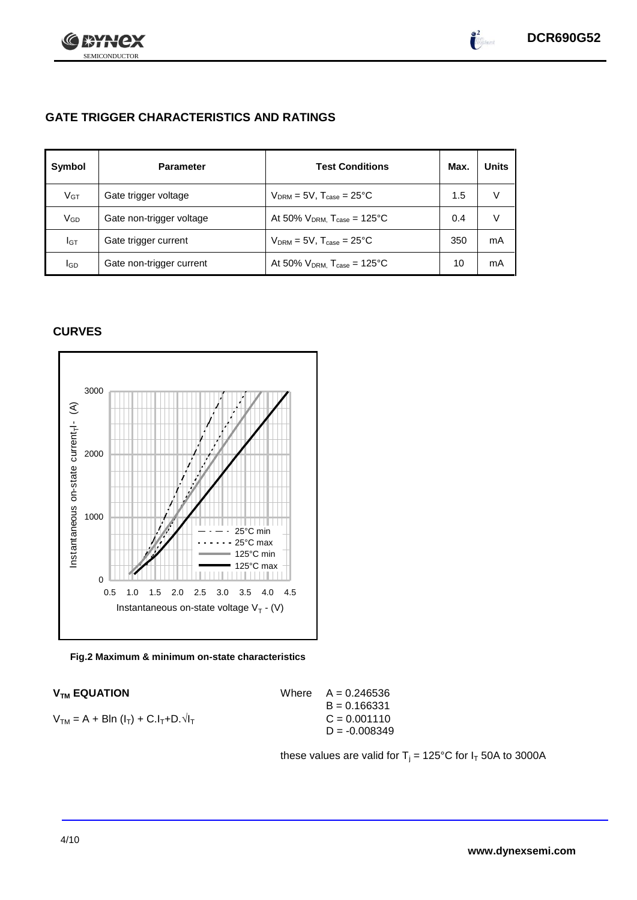## GATE TRIGGER CHARACTERISTICS AND RATINGS

| Symbol | Parameter | Test Conditions | Max. | Units |
|---|---|---|---|---|
| $V_{GT}$ | Gate trigger voltage | $V_{DRM} = 5V$, $T_{case} = 25°C$ | 1.5 | V |
| $V_{GD}$ | Gate non-trigger voltage | At 50% $V_{DRM}$, $T_{case} = 125°C$ | 0.4 | V |
| $I_{GT}$ | Gate trigger current | $V_{DRM} = 5V$, $T_{case} = 25°C$ | 350 | mA |
| $I_{GD}$ | Gate non-trigger current | At 50% $V_{DRM}$, $T_{case} = 125°C$ | 10 | mA |

## CURVES

**Fig.2 Maximum & minimum on-state characteristics**

### $V_{TM}$ EQUATION

$$V_{TM} = A + B\ln(I_T) + C.I_T + D.\sqrt{I_T}$$

Where
$A = 0.246536$
$B = 0.166331$
$C = 0.001110$
$D = -0.008349$

these values are valid for $T_j = 125°C$ for $I_T$ 50A to 3000A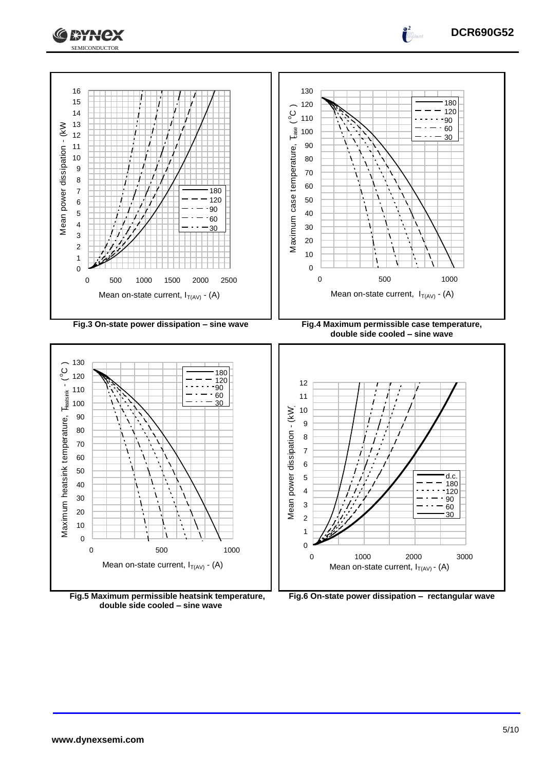Fig.3 On-state power dissipation – sine wave

Fig.4 Maximum permissible case temperature, double side cooled – sine wave

Fig.5 Maximum permissible heatsink temperature, double side cooled – sine wave

Fig.6 On-state power dissipation – rectangular wave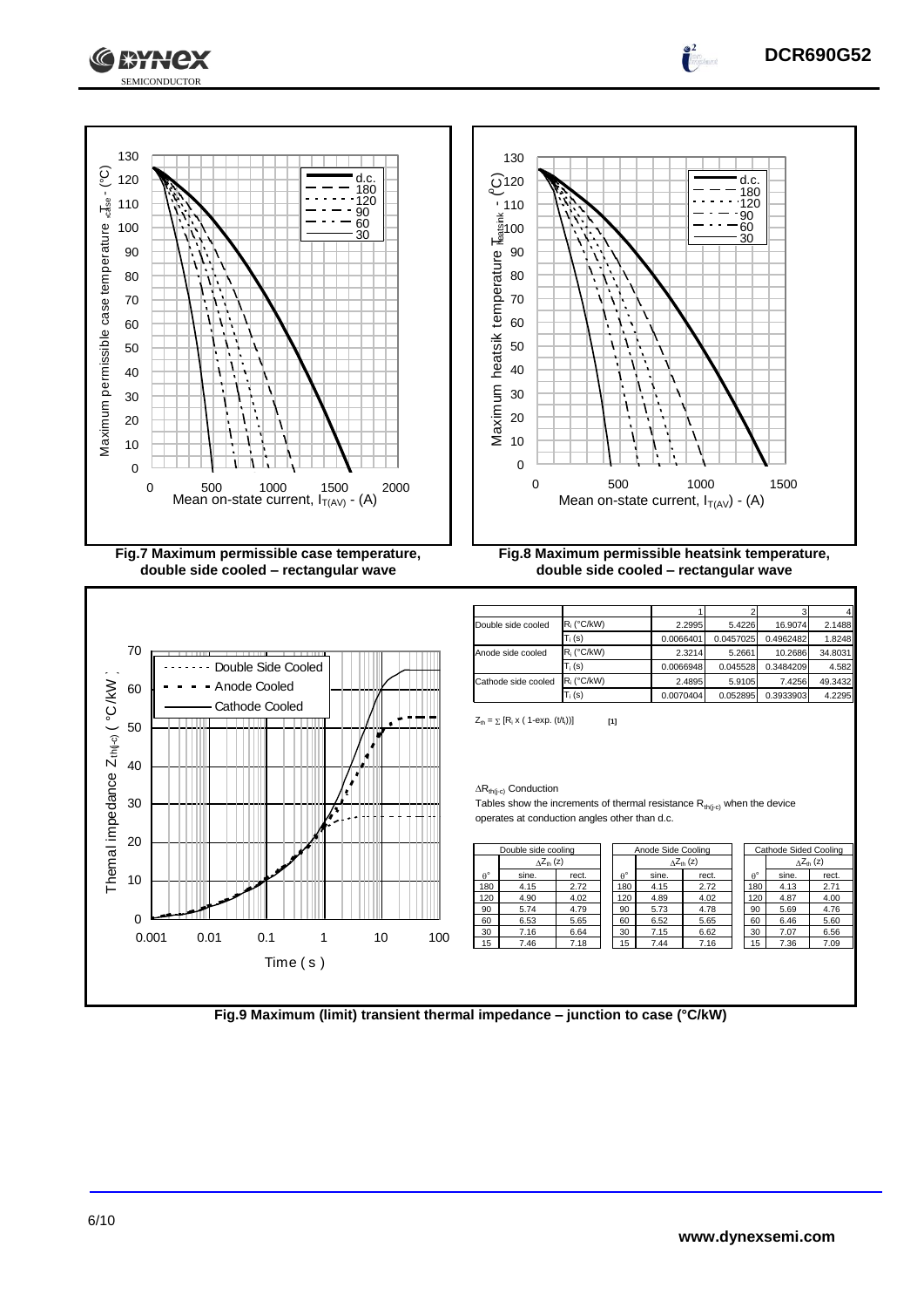Fig.7 Maximum permissible case temperature, double side cooled – rectangular wave

Fig.8 Maximum permissible heatsink temperature, double side cooled – rectangular wave

| | | 1 | 2 | 3 | 4 |
|---|---|---|---|---|---|
| Double side cooled | $R_i$ (°C/kW) | 2.2995 | 5.4226 | 16.9074 | 2.1488 |
| | $T_i$ (s) | 0.0066401 | 0.0457025 | 0.4962482 | 1.8248 |
| Anode side cooled | $R_i$ (°C/kW) | 2.3214 | 5.2661 | 10.2686 | 34.8031 |
| | $T_i$ (s) | 0.0066948 | 0.045528 | 0.3484209 | 4.582 |
| Cathode side cooled | $R_i$ (°C/kW) | 2.4895 | 5.9105 | 7.4256 | 49.3432 |
| | $T_i$ (s) | 0.0070404 | 0.052895 | 0.3933903 | 4.2295 |

$Z_{th} = \sum [R_i \times (1\text{-exp.} (t/t_i))]$ [1]

$\Delta R_{th(j\text{-}c)}$ Conduction

Tables show the increments of thermal resistance $R_{th(j\text{-}c)}$ when the device operates at conduction angles other than d.c.

Double side cooling

| $\theta°$ | $\Delta Z_{th}$ (z) sine. | rect. |
|---|---|---|
| 180 | 4.15 | 2.72 |
| 120 | 4.90 | 4.02 |
| 90 | 5.74 | 4.79 |
| 60 | 6.53 | 5.65 |
| 30 | 7.16 | 6.64 |
| 15 | 7.46 | 7.18 |

Anode Side Cooling

| $\theta°$ | $\Delta Z_{th}$ (z) sine. | rect. |
|---|---|---|
| 180 | 4.15 | 2.72 |
| 120 | 4.89 | 4.02 |
| 90 | 5.73 | 4.78 |
| 60 | 6.52 | 5.65 |
| 30 | 7.15 | 6.62 |
| 15 | 7.44 | 7.16 |

Cathode Sided Cooling

| $\theta°$ | $\Delta Z_{th}$ (z) sine. | rect. |
|---|---|---|
| 180 | 4.13 | 2.71 |
| 120 | 4.87 | 4.00 |
| 90 | 5.69 | 4.76 |
| 60 | 6.46 | 5.60 |
| 30 | 7.07 | 6.56 |
| 15 | 7.36 | 7.09 |

Fig.9 Maximum (limit) transient thermal impedance – junction to case (°C/kW)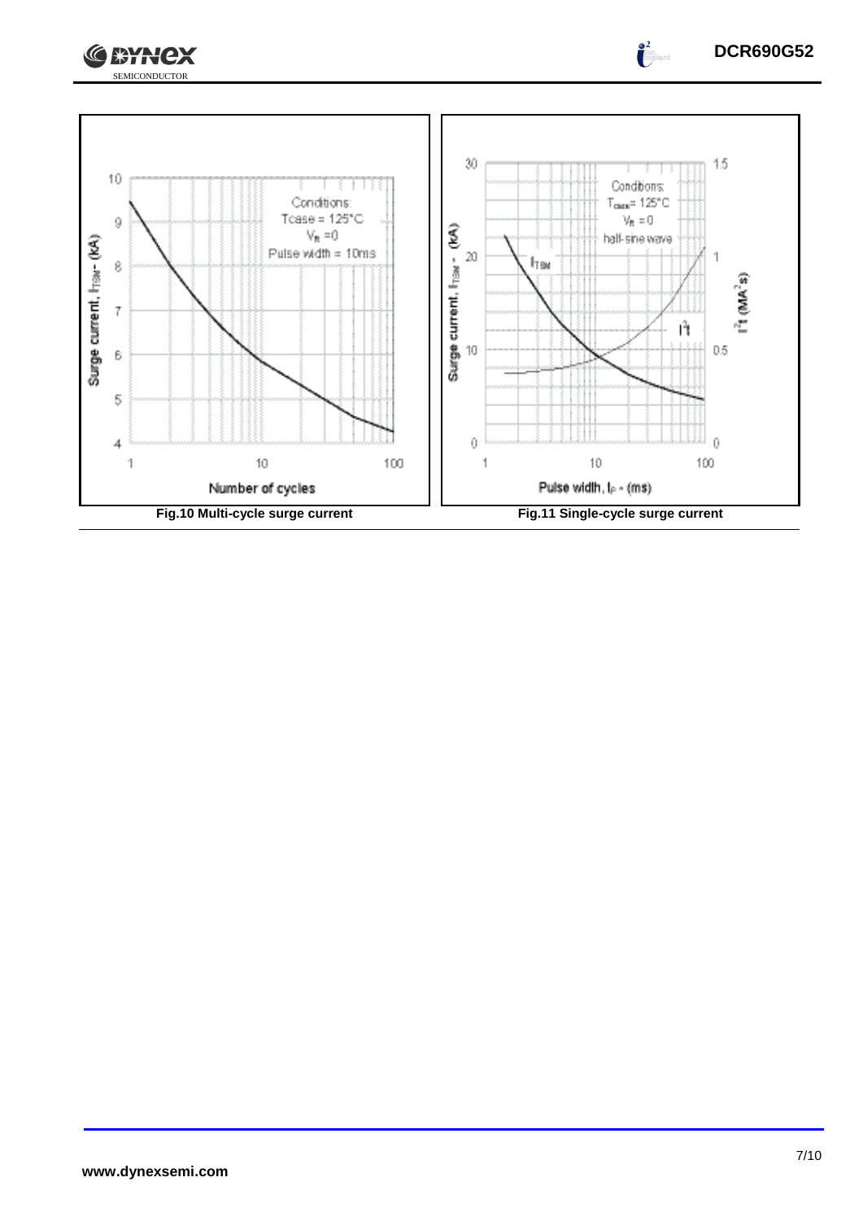Fig.10 Multi-cycle surge current

Fig.11 Single-cycle surge current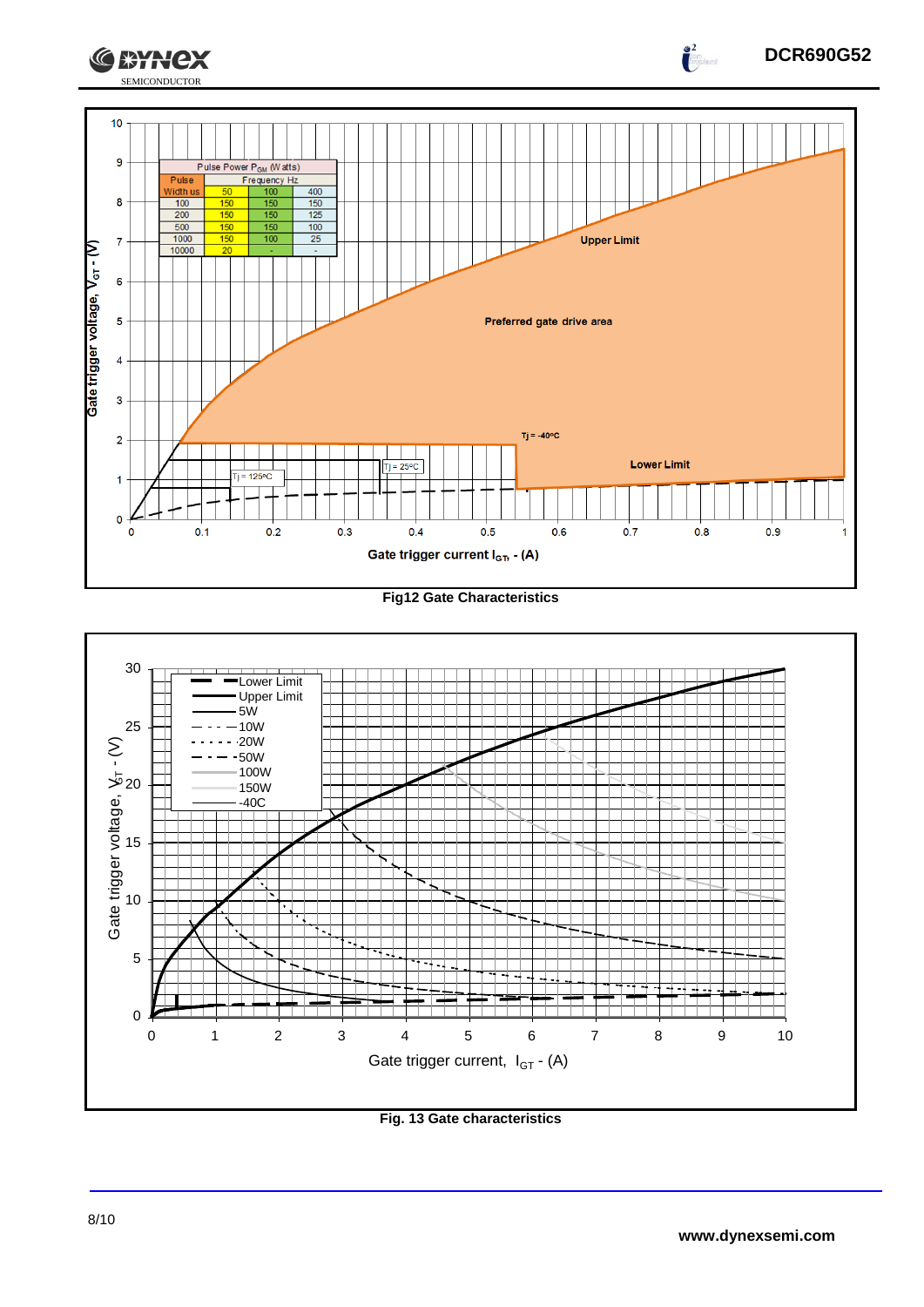| Pulse Width us | Frequency Hz 50 | 100 | 400 |
|---|---|---|---|
| 100 | 150 | 150 | 150 |
| 200 | 150 | 150 | 125 |
| 500 | 150 | 150 | 100 |
| 1000 | 150 | 100 | 25 |
| 10000 | 20 | - | - |

Pulse Power $P_{GM}$ (Watts)

**Fig12 Gate Characteristics**

**Fig. 13 Gate characteristics**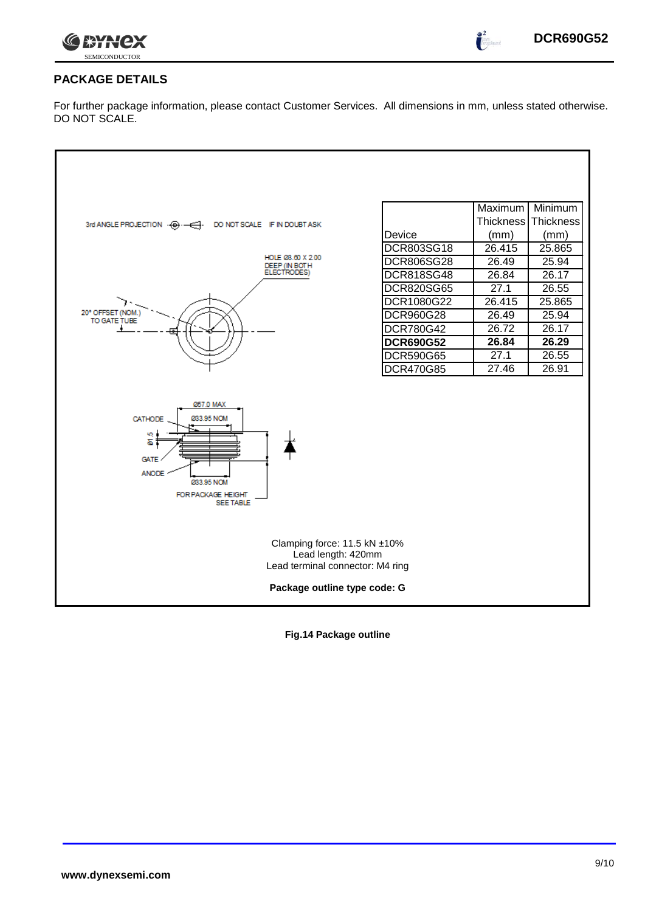## PACKAGE DETAILS

For further package information, please contact Customer Services. All dimensions in mm, unless stated otherwise. DO NOT SCALE.

3rd ANGLE PROJECTION DO NOT SCALE IF IN DOUBT ASK

HOLE Ø3.60 X 2.00 DEEP (IN BOTH ELECTRODES)

20° OFFSET (NOM.) TO GATE TUBE

Ø57.0 MAX

Ø33.95 NOM

CATHODE

Ø1.5

GATE

ANODE

Ø33.95 NOM

FOR PACKAGE HEIGHT SEE TABLE

| Device | Maximum Thickness (mm) | Minimum Thickness (mm) |
|---|---|---|
| DCR803SG18 | 26.415 | 25.865 |
| DCR806SG28 | 26.49 | 25.94 |
| DCR818SG48 | 26.84 | 26.17 |
| DCR820SG65 | 27.1 | 26.55 |
| DCR1080G22 | 26.415 | 25.865 |
| DCR960G28 | 26.49 | 25.94 |
| DCR780G42 | 26.72 | 26.17 |
| **DCR690G52** | **26.84** | **26.29** |
| DCR590G65 | 27.1 | 26.55 |
| DCR470G85 | 27.46 | 26.91 |

Clamping force: 11.5 kN ±10%
Lead length: 420mm
Lead terminal connector: M4 ring

**Package outline type code: G**

**Fig.14 Package outline**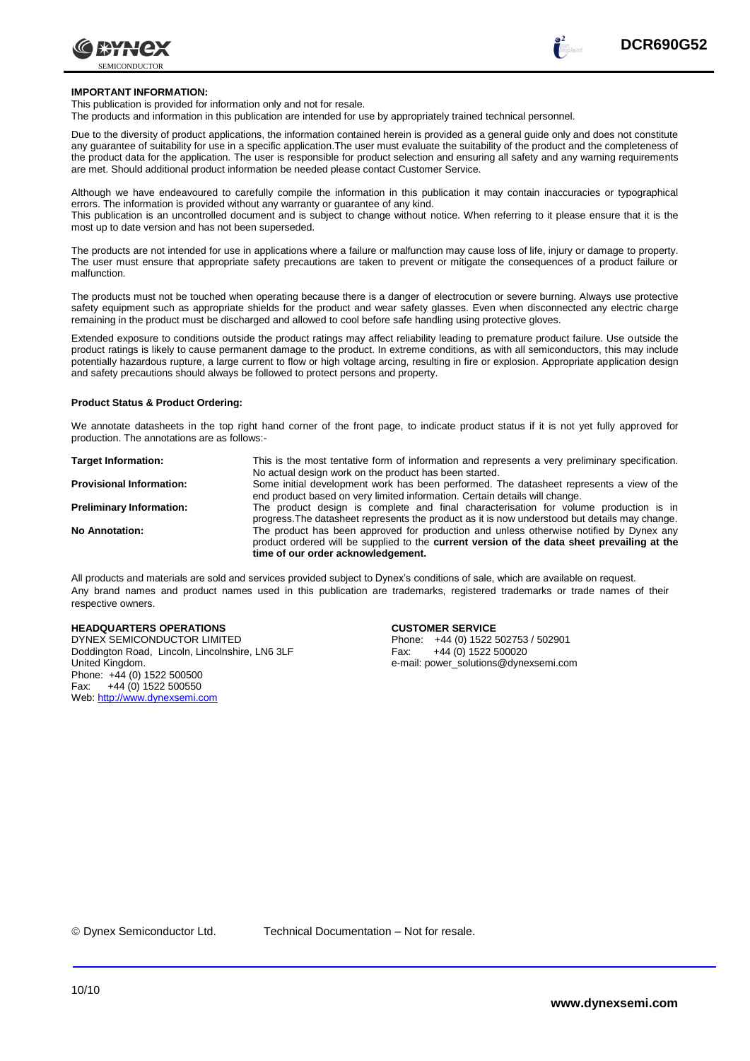**IMPORTANT INFORMATION:**

This publication is provided for information only and not for resale.

The products and information in this publication are intended for use by appropriately trained technical personnel.

Due to the diversity of product applications, the information contained herein is provided as a general guide only and does not constitute any guarantee of suitability for use in a specific application.The user must evaluate the suitability of the product and the completeness of the product data for the application. The user is responsible for product selection and ensuring all safety and any warning requirements are met. Should additional product information be needed please contact Customer Service.

Although we have endeavoured to carefully compile the information in this publication it may contain inaccuracies or typographical errors. The information is provided without any warranty or guarantee of any kind.

This publication is an uncontrolled document and is subject to change without notice. When referring to it please ensure that it is the most up to date version and has not been superseded.

The products are not intended for use in applications where a failure or malfunction may cause loss of life, injury or damage to property. The user must ensure that appropriate safety precautions are taken to prevent or mitigate the consequences of a product failure or malfunction.

The products must not be touched when operating because there is a danger of electrocution or severe burning. Always use protective safety equipment such as appropriate shields for the product and wear safety glasses. Even when disconnected any electric charge remaining in the product must be discharged and allowed to cool before safe handling using protective gloves.

Extended exposure to conditions outside the product ratings may affect reliability leading to premature product failure. Use outside the product ratings is likely to cause permanent damage to the product. In extreme conditions, as with all semiconductors, this may include potentially hazardous rupture, a large current to flow or high voltage arcing, resulting in fire or explosion. Appropriate application design and safety precautions should always be followed to protect persons and property.

**Product Status & Product Ordering:**

We annotate datasheets in the top right hand corner of the front page, to indicate product status if it is not yet fully approved for production. The annotations are as follows:-

| | |
|---|---|
| **Target Information:** | This is the most tentative form of information and represents a very preliminary specification. No actual design work on the product has been started. |
| **Provisional Information:** | Some initial development work has been performed. The datasheet represents a view of the end product based on very limited information. Certain details will change. |
| **Preliminary Information:** | The product design is complete and final characterisation for volume production is in progress.The datasheet represents the product as it is now understood but details may change. |
| **No Annotation:** | The product has been approved for production and unless otherwise notified by Dynex any product ordered will be supplied to the **current version of the data sheet prevailing at the time of our order acknowledgement.** |

All products and materials are sold and services provided subject to Dynex's conditions of sale, which are available on request.

Any brand names and product names used in this publication are trademarks, registered trademarks or trade names of their respective owners.

**HEADQUARTERS OPERATIONS**
DYNEX SEMICONDUCTOR LIMITED
Doddington Road, Lincoln, Lincolnshire, LN6 3LF
United Kingdom.
Phone: +44 (0) 1522 500500
Fax: +44 (0) 1522 500550
Web: http://www.dynexsemi.com

**CUSTOMER SERVICE**
Phone: +44 (0) 1522 502753 / 502901
Fax: +44 (0) 1522 500020
e-mail: power_solutions@dynexsemi.com

© Dynex Semiconductor Ltd. Technical Documentation – Not for resale.